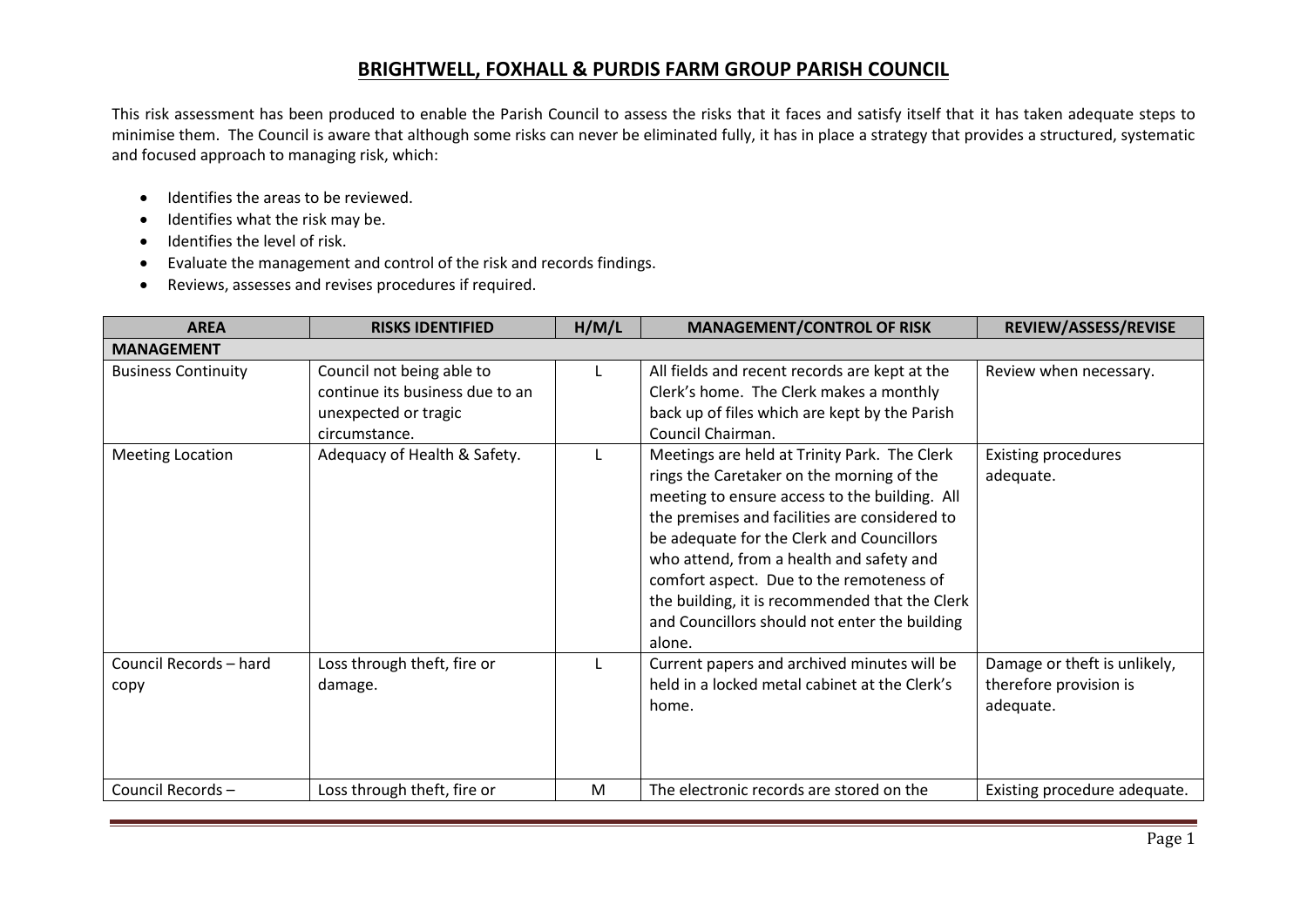# BRIGHTWELL, FOXHALL & PURDIS FARM GROUP PARISH COUNCIL

This risk assessment has been produced to enable the Parish Council to assess the risks that it faces and satisfy itself that it has taken adequate steps to minimise them. The Council is aware that although some risks can never be eliminated fully, it has in place a strategy that provides a structured, systematic and focused approach to managing risk, which:

- Identifies the areas to be reviewed.
- Identifies what the risk may be.
- Identifies the level of risk.
- Evaluate the management and control of the risk and records findings.
- Reviews, assesses and revises procedures if required.

| AREA | RISKS IDENTIFIED | H/M/L | MANAGEMENT/CONTROL OF RISK | REVIEW/ASSESS/REVISE |
|---|---|---|---|---|
| **MANAGEMENT** | | | | |
| Business Continuity | Council not being able to continue its business due to an unexpected or tragic circumstance. | L | All fields and recent records are kept at the Clerk's home. The Clerk makes a monthly back up of files which are kept by the Parish Council Chairman. | Review when necessary. |
| Meeting Location | Adequacy of Health & Safety. | L | Meetings are held at Trinity Park. The Clerk rings the Caretaker on the morning of the meeting to ensure access to the building. All the premises and facilities are considered to be adequate for the Clerk and Councillors who attend, from a health and safety and comfort aspect. Due to the remoteness of the building, it is recommended that the Clerk and Councillors should not enter the building alone. | Existing procedures adequate. |
| Council Records – hard copy | Loss through theft, fire or damage. | L | Current papers and archived minutes will be held in a locked metal cabinet at the Clerk's home. | Damage or theft is unlikely, therefore provision is adequate. |
| Council Records – | Loss through theft, fire or | M | The electronic records are stored on the | Existing procedure adequate. |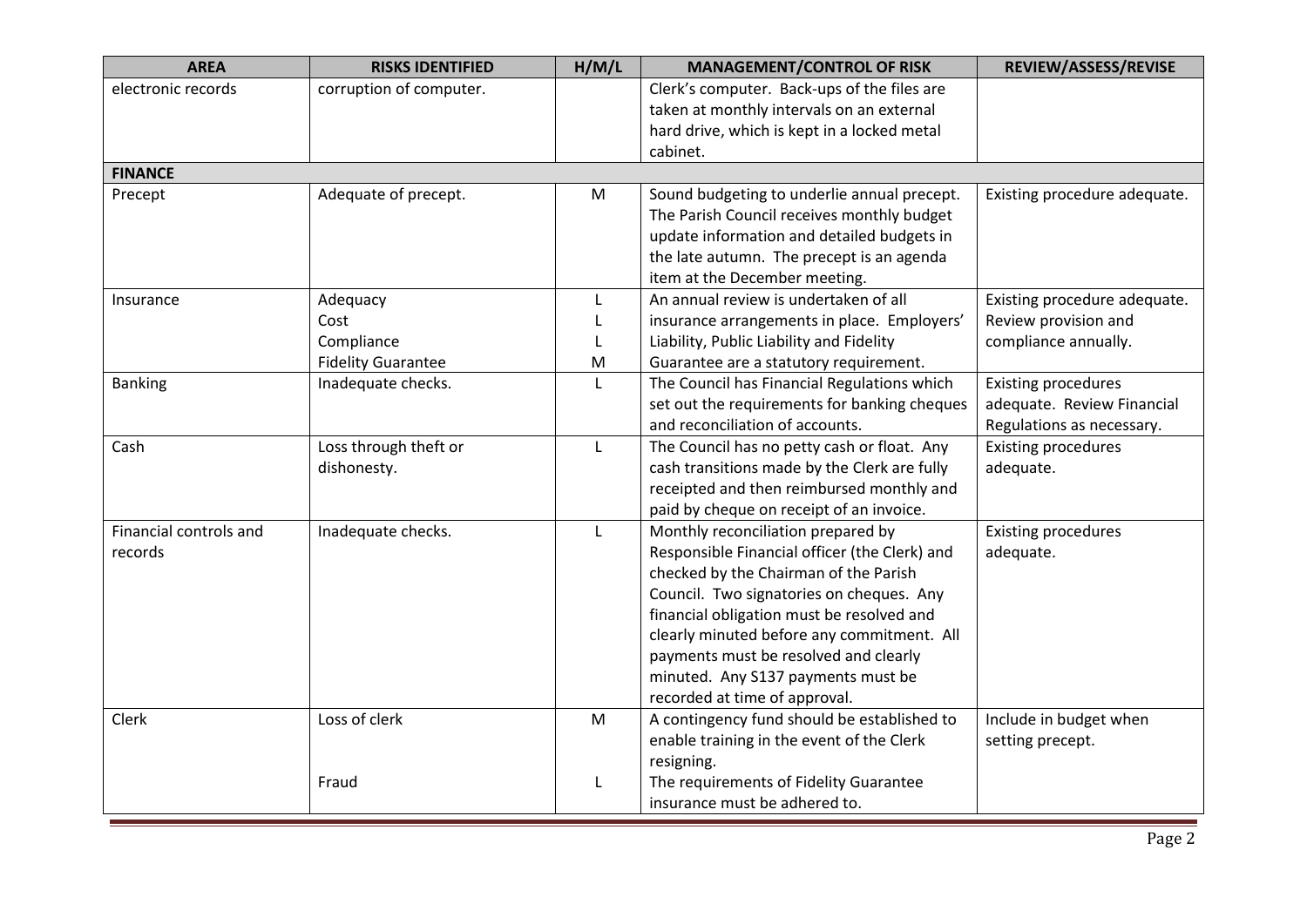| AREA | RISKS IDENTIFIED | H/M/L | MANAGEMENT/CONTROL OF RISK | REVIEW/ASSESS/REVISE |
|---|---|---|---|---|
| electronic records | corruption of computer. | | Clerk's computer. Back-ups of the files are taken at monthly intervals on an external hard drive, which is kept in a locked metal cabinet. | |
| **FINANCE** | | | | |
| Precept | Adequate of precept. | M | Sound budgeting to underlie annual precept. The Parish Council receives monthly budget update information and detailed budgets in the late autumn. The precept is an agenda item at the December meeting. | Existing procedure adequate. |
| Insurance | Adequacy<br>Cost<br>Compliance<br>Fidelity Guarantee | L<br>L<br>L<br>M | An annual review is undertaken of all insurance arrangements in place. Employers' Liability, Public Liability and Fidelity Guarantee are a statutory requirement. | Existing procedure adequate. Review provision and compliance annually. |
| Banking | Inadequate checks. | L | The Council has Financial Regulations which set out the requirements for banking cheques and reconciliation of accounts. | Existing procedures adequate. Review Financial Regulations as necessary. |
| Cash | Loss through theft or dishonesty. | L | The Council has no petty cash or float. Any cash transitions made by the Clerk are fully receipted and then reimbursed monthly and paid by cheque on receipt of an invoice. | Existing procedures adequate. |
| Financial controls and records | Inadequate checks. | L | Monthly reconciliation prepared by Responsible Financial officer (the Clerk) and checked by the Chairman of the Parish Council. Two signatories on cheques. Any financial obligation must be resolved and clearly minuted before any commitment. All payments must be resolved and clearly minuted. Any S137 payments must be recorded at time of approval. | Existing procedures adequate. |
| Clerk | Loss of clerk<br><br>Fraud | M<br><br>L | A contingency fund should be established to enable training in the event of the Clerk resigning.<br>The requirements of Fidelity Guarantee insurance must be adhered to. | Include in budget when setting precept. |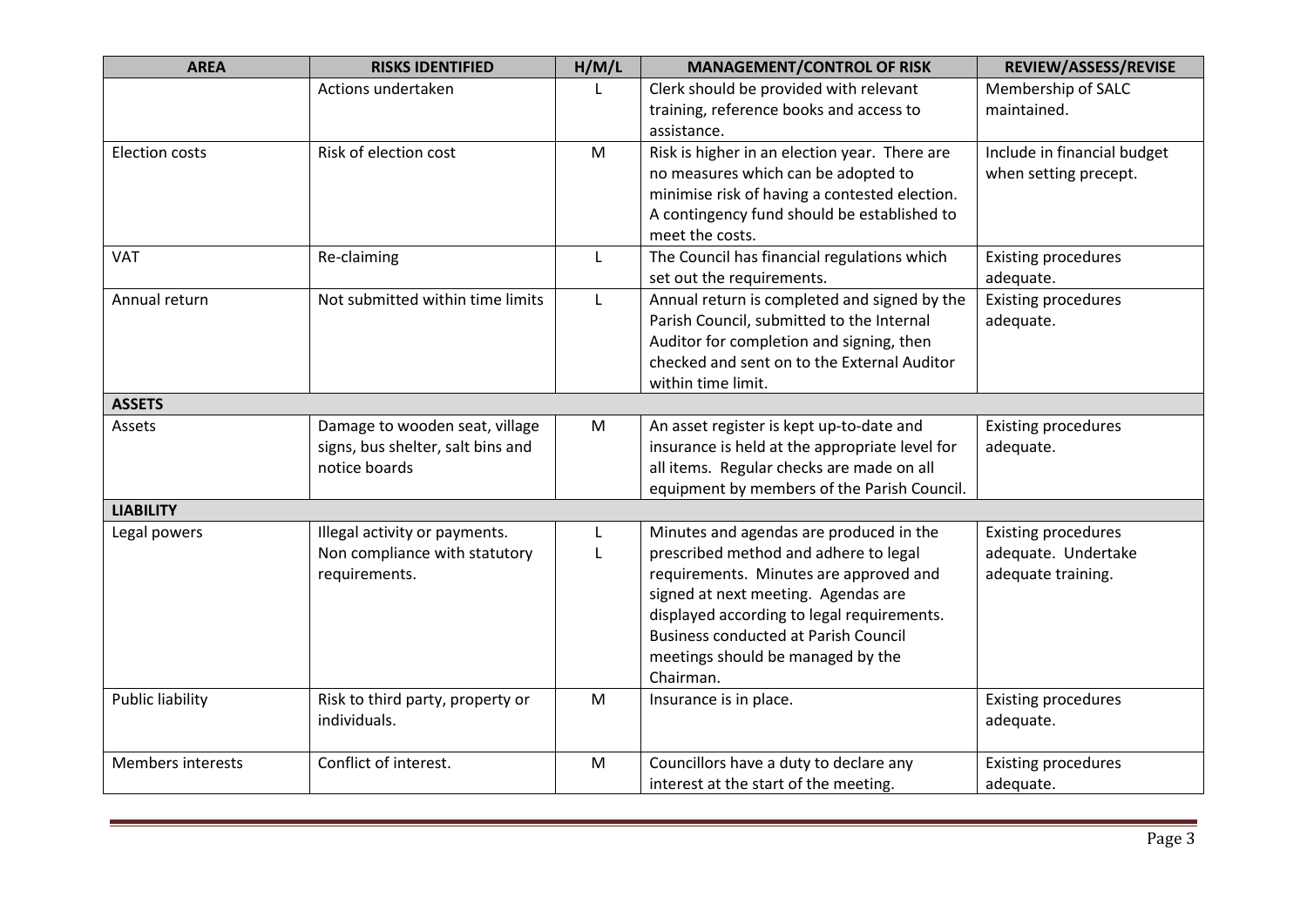| AREA | RISKS IDENTIFIED | H/M/L | MANAGEMENT/CONTROL OF RISK | REVIEW/ASSESS/REVISE |
|---|---|---|---|---|
| | Actions undertaken | L | Clerk should be provided with relevant training, reference books and access to assistance. | Membership of SALC maintained. |
| Election costs | Risk of election cost | M | Risk is higher in an election year. There are no measures which can be adopted to minimise risk of having a contested election. A contingency fund should be established to meet the costs. | Include in financial budget when setting precept. |
| VAT | Re-claiming | L | The Council has financial regulations which set out the requirements. | Existing procedures adequate. |
| Annual return | Not submitted within time limits | L | Annual return is completed and signed by the Parish Council, submitted to the Internal Auditor for completion and signing, then checked and sent on to the External Auditor within time limit. | Existing procedures adequate. |
| **ASSETS** | | | | |
| Assets | Damage to wooden seat, village signs, bus shelter, salt bins and notice boards | M | An asset register is kept up-to-date and insurance is held at the appropriate level for all items. Regular checks are made on all equipment by members of the Parish Council. | Existing procedures adequate. |
| **LIABILITY** | | | | |
| Legal powers | Illegal activity or payments. Non compliance with statutory requirements. | L L | Minutes and agendas are produced in the prescribed method and adhere to legal requirements. Minutes are approved and signed at next meeting. Agendas are displayed according to legal requirements. Business conducted at Parish Council meetings should be managed by the Chairman. | Existing procedures adequate. Undertake adequate training. |
| Public liability | Risk to third party, property or individuals. | M | Insurance is in place. | Existing procedures adequate. |
| Members interests | Conflict of interest. | M | Councillors have a duty to declare any interest at the start of the meeting. | Existing procedures adequate. |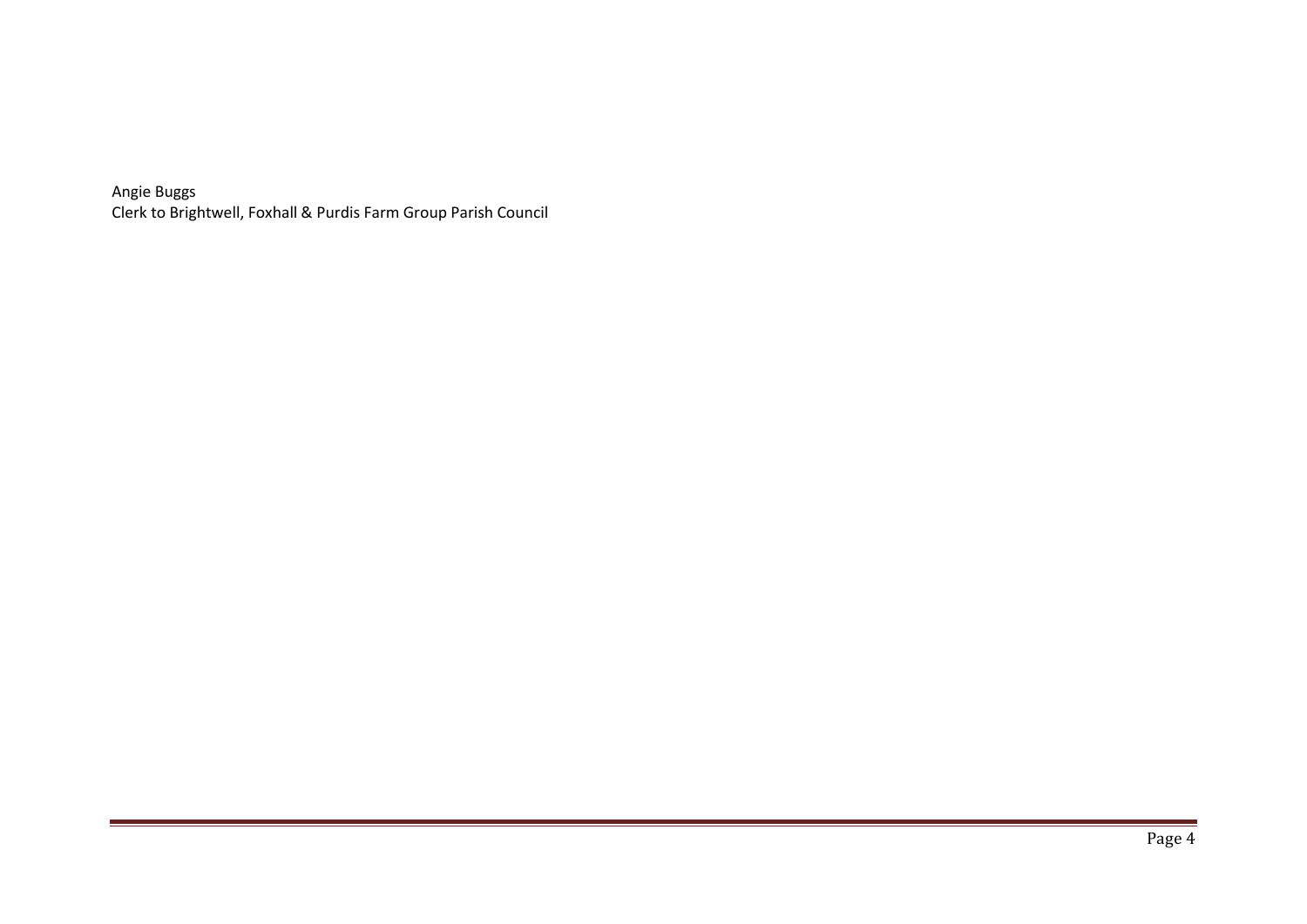Angie Buggs
Clerk to Brightwell, Foxhall & Purdis Farm Group Parish Council